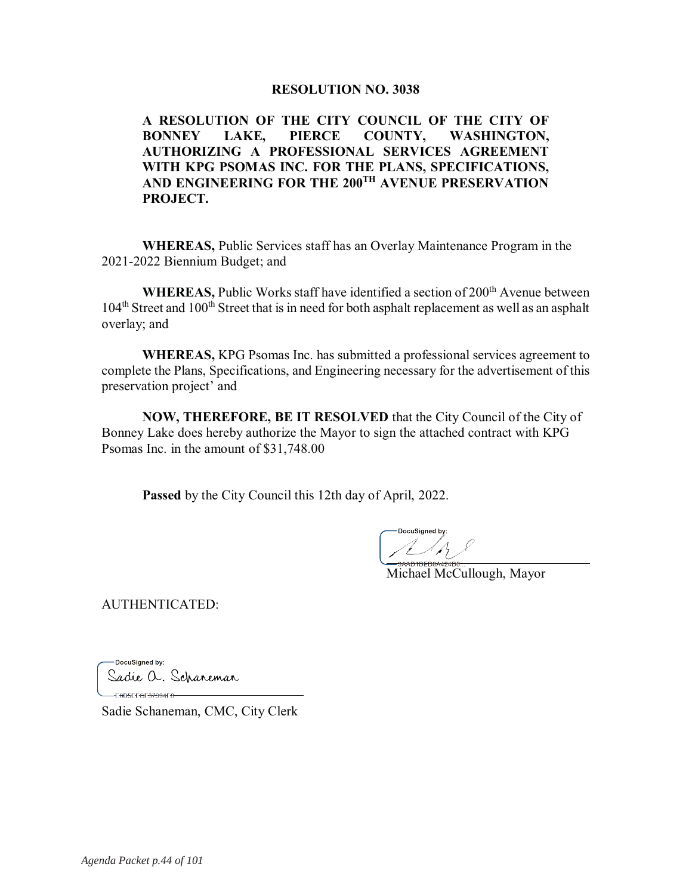# RESOLUTION NO. 3038

**A RESOLUTION OF THE CITY COUNCIL OF THE CITY OF BONNEY LAKE, PIERCE COUNTY, WASHINGTON, AUTHORIZING A PROFESSIONAL SERVICES AGREEMENT WITH KPG PSOMAS INC. FOR THE PLANS, SPECIFICATIONS, AND ENGINEERING FOR THE 200TH AVENUE PRESERVATION PROJECT.**

**WHEREAS,** Public Services staff has an Overlay Maintenance Program in the 2021-2022 Biennium Budget; and

**WHEREAS,** Public Works staff have identified a section of 200th Avenue between 104th Street and 100th Street that is in need for both asphalt replacement as well as an asphalt overlay; and

**WHEREAS,** KPG Psomas Inc. has submitted a professional services agreement to complete the Plans, Specifications, and Engineering necessary for the advertisement of this preservation project' and

**NOW, THEREFORE, BE IT RESOLVED** that the City Council of the City of Bonney Lake does hereby authorize the Mayor to sign the attached contract with KPG Psomas Inc. in the amount of $31,748.00

**Passed** by the City Council this 12th day of April, 2022.

DocuSigned by:

3AAD1DFD8A424D8

Michael McCullough, Mayor

AUTHENTICATED:

DocuSigned by:

Sadie A. Schaneman

C6D5CFCF57994F0

Sadie Schaneman, CMC, City Clerk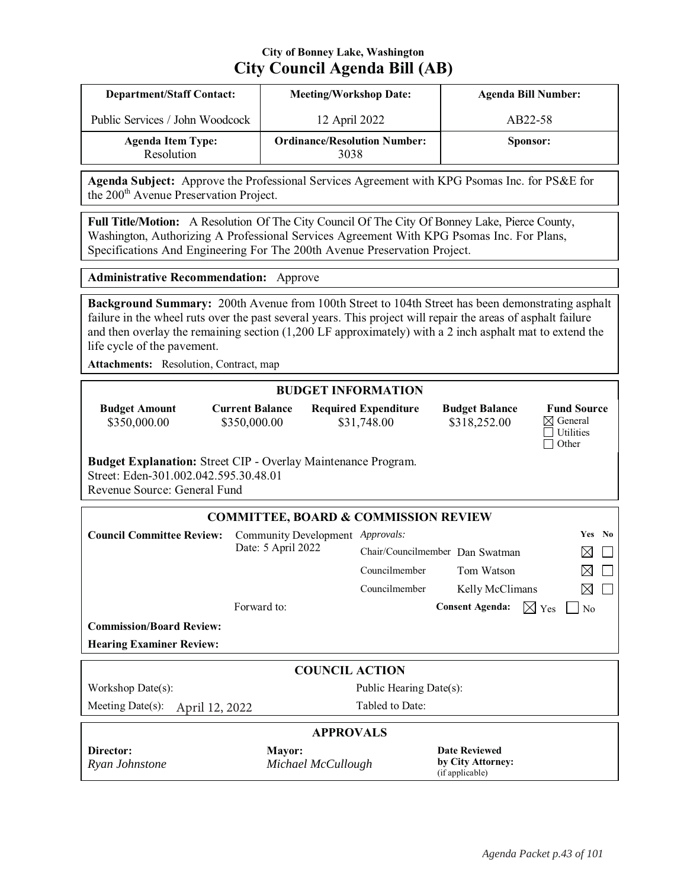**City of Bonney Lake, Washington**

# City Council Agenda Bill (AB)

| Department/Staff Contact: | Meeting/Workshop Date: | Agenda Bill Number: |
|---|---|---|
| Public Services / John Woodcock | 12 April 2022 | AB22-58 |
| **Agenda Item Type:** Resolution | **Ordinance/Resolution Number:** 3038 | **Sponsor:** |

**Agenda Subject:** Approve the Professional Services Agreement with KPG Psomas Inc. for PS&E for the 200th Avenue Preservation Project.

**Full Title/Motion:** A Resolution Of The City Council Of The City Of Bonney Lake, Pierce County, Washington, Authorizing A Professional Services Agreement With KPG Psomas Inc. For Plans, Specifications And Engineering For The 200th Avenue Preservation Project.

**Administrative Recommendation:** Approve

**Background Summary:** 200th Avenue from 100th Street to 104th Street has been demonstrating asphalt failure in the wheel ruts over the past several years. This project will repair the areas of asphalt failure and then overlay the remaining section (1,200 LF approximately) with a 2 inch asphalt mat to extend the life cycle of the pavement.

**Attachments:** Resolution, Contract, map

## BUDGET INFORMATION

| Budget Amount | Current Balance | Required Expenditure | Budget Balance | Fund Source |
|---|---|---|---|---|
| \$350,000.00 | \$350,000.00 | \$31,748.00 | \$318,252.00 | ☒ General ☐ Utilities ☐ Other |

**Budget Explanation:** Street CIP - Overlay Maintenance Program.
Street: Eden-301.002.042.595.30.48.01
Revenue Source: General Fund

## COMMITTEE, BOARD & COMMISSION REVIEW

**Council Committee Review:** Community Development
Date: 5 April 2022

| *Approvals:* | | Yes | No |
|---|---|---|---|
| Chair/Councilmember | Dan Swatman | ☒ | ☐ |
| Councilmember | Tom Watson | ☒ | ☐ |
| Councilmember | Kelly McClimans | ☒ | ☐ |

Forward to:

**Consent Agenda:** ☒ Yes ☐ No

**Commission/Board Review:**

**Hearing Examiner Review:**

## COUNCIL ACTION

Workshop Date(s):

Public Hearing Date(s):

Meeting Date(s): April 12, 2022

Tabled to Date:

## APPROVALS

| Director: | Mayor: | Date Reviewed by City Attorney: (if applicable) |
|---|---|---|
| *Ryan Johnstone* | *Michael McCullough* | |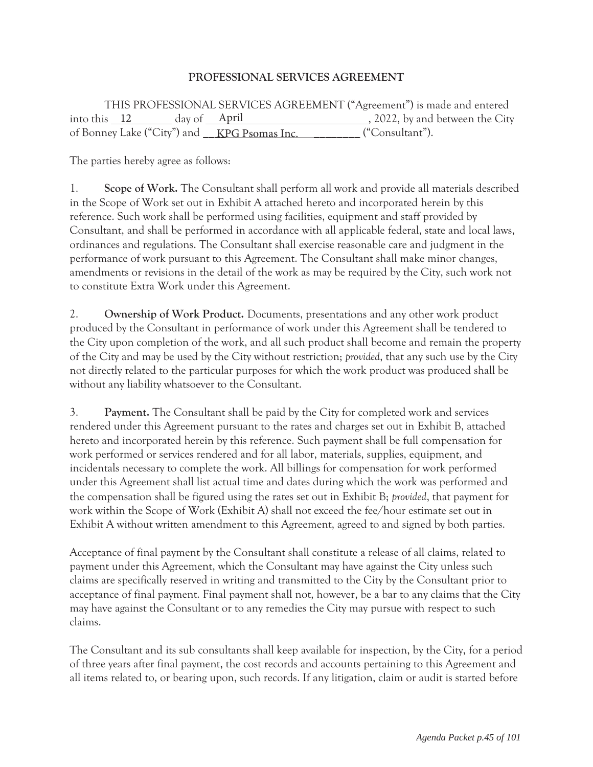**PROFESSIONAL SERVICES AGREEMENT**

THIS PROFESSIONAL SERVICES AGREEMENT ("Agreement") is made and entered into this 12 day of April, 2022, by and between the City of Bonney Lake ("City") and KPG Psomas Inc. ("Consultant").

The parties hereby agree as follows:

1. **Scope of Work.** The Consultant shall perform all work and provide all materials described in the Scope of Work set out in Exhibit A attached hereto and incorporated herein by this reference. Such work shall be performed using facilities, equipment and staff provided by Consultant, and shall be performed in accordance with all applicable federal, state and local laws, ordinances and regulations. The Consultant shall exercise reasonable care and judgment in the performance of work pursuant to this Agreement. The Consultant shall make minor changes, amendments or revisions in the detail of the work as may be required by the City, such work not to constitute Extra Work under this Agreement.

2. **Ownership of Work Product.** Documents, presentations and any other work product produced by the Consultant in performance of work under this Agreement shall be tendered to the City upon completion of the work, and all such product shall become and remain the property of the City and may be used by the City without restriction; *provided*, that any such use by the City not directly related to the particular purposes for which the work product was produced shall be without any liability whatsoever to the Consultant.

3. **Payment.** The Consultant shall be paid by the City for completed work and services rendered under this Agreement pursuant to the rates and charges set out in Exhibit B, attached hereto and incorporated herein by this reference. Such payment shall be full compensation for work performed or services rendered and for all labor, materials, supplies, equipment, and incidentals necessary to complete the work. All billings for compensation for work performed under this Agreement shall list actual time and dates during which the work was performed and the compensation shall be figured using the rates set out in Exhibit B; *provided*, that payment for work within the Scope of Work (Exhibit A) shall not exceed the fee/hour estimate set out in Exhibit A without written amendment to this Agreement, agreed to and signed by both parties.

Acceptance of final payment by the Consultant shall constitute a release of all claims, related to payment under this Agreement, which the Consultant may have against the City unless such claims are specifically reserved in writing and transmitted to the City by the Consultant prior to acceptance of final payment. Final payment shall not, however, be a bar to any claims that the City may have against the Consultant or to any remedies the City may pursue with respect to such claims.

The Consultant and its sub consultants shall keep available for inspection, by the City, for a period of three years after final payment, the cost records and accounts pertaining to this Agreement and all items related to, or bearing upon, such records. If any litigation, claim or audit is started before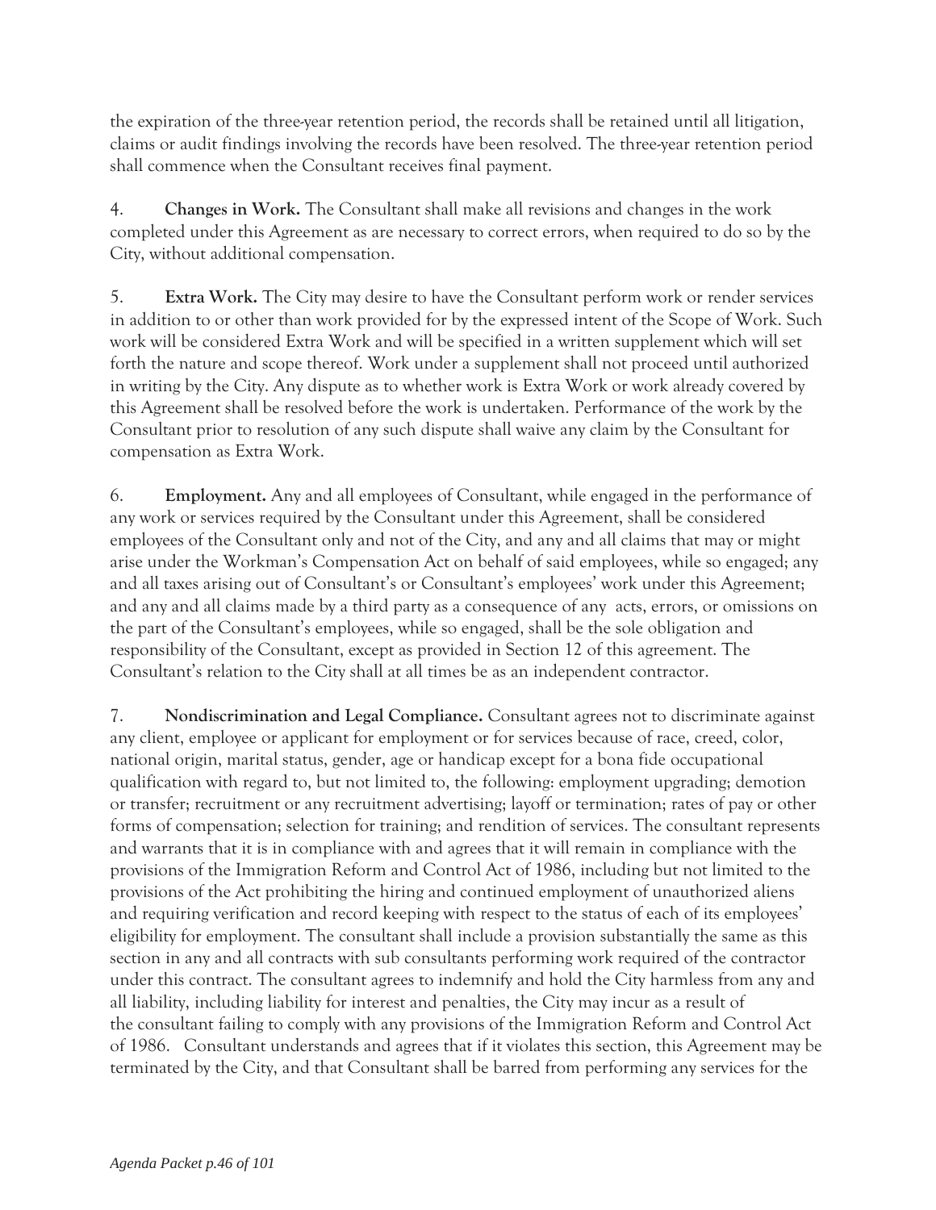the expiration of the three-year retention period, the records shall be retained until all litigation, claims or audit findings involving the records have been resolved. The three-year retention period shall commence when the Consultant receives final payment.

4. **Changes in Work.** The Consultant shall make all revisions and changes in the work completed under this Agreement as are necessary to correct errors, when required to do so by the City, without additional compensation.

5. **Extra Work.** The City may desire to have the Consultant perform work or render services in addition to or other than work provided for by the expressed intent of the Scope of Work. Such work will be considered Extra Work and will be specified in a written supplement which will set forth the nature and scope thereof. Work under a supplement shall not proceed until authorized in writing by the City. Any dispute as to whether work is Extra Work or work already covered by this Agreement shall be resolved before the work is undertaken. Performance of the work by the Consultant prior to resolution of any such dispute shall waive any claim by the Consultant for compensation as Extra Work.

6. **Employment.** Any and all employees of Consultant, while engaged in the performance of any work or services required by the Consultant under this Agreement, shall be considered employees of the Consultant only and not of the City, and any and all claims that may or might arise under the Workman's Compensation Act on behalf of said employees, while so engaged; any and all taxes arising out of Consultant's or Consultant's employees' work under this Agreement; and any and all claims made by a third party as a consequence of any acts, errors, or omissions on the part of the Consultant's employees, while so engaged, shall be the sole obligation and responsibility of the Consultant, except as provided in Section 12 of this agreement. The Consultant's relation to the City shall at all times be as an independent contractor.

7. **Nondiscrimination and Legal Compliance.** Consultant agrees not to discriminate against any client, employee or applicant for employment or for services because of race, creed, color, national origin, marital status, gender, age or handicap except for a bona fide occupational qualification with regard to, but not limited to, the following: employment upgrading; demotion or transfer; recruitment or any recruitment advertising; layoff or termination; rates of pay or other forms of compensation; selection for training; and rendition of services. The consultant represents and warrants that it is in compliance with and agrees that it will remain in compliance with the provisions of the Immigration Reform and Control Act of 1986, including but not limited to the provisions of the Act prohibiting the hiring and continued employment of unauthorized aliens and requiring verification and record keeping with respect to the status of each of its employees' eligibility for employment. The consultant shall include a provision substantially the same as this section in any and all contracts with sub consultants performing work required of the contractor under this contract. The consultant agrees to indemnify and hold the City harmless from any and all liability, including liability for interest and penalties, the City may incur as a result of the consultant failing to comply with any provisions of the Immigration Reform and Control Act of 1986. Consultant understands and agrees that if it violates this section, this Agreement may be terminated by the City, and that Consultant shall be barred from performing any services for the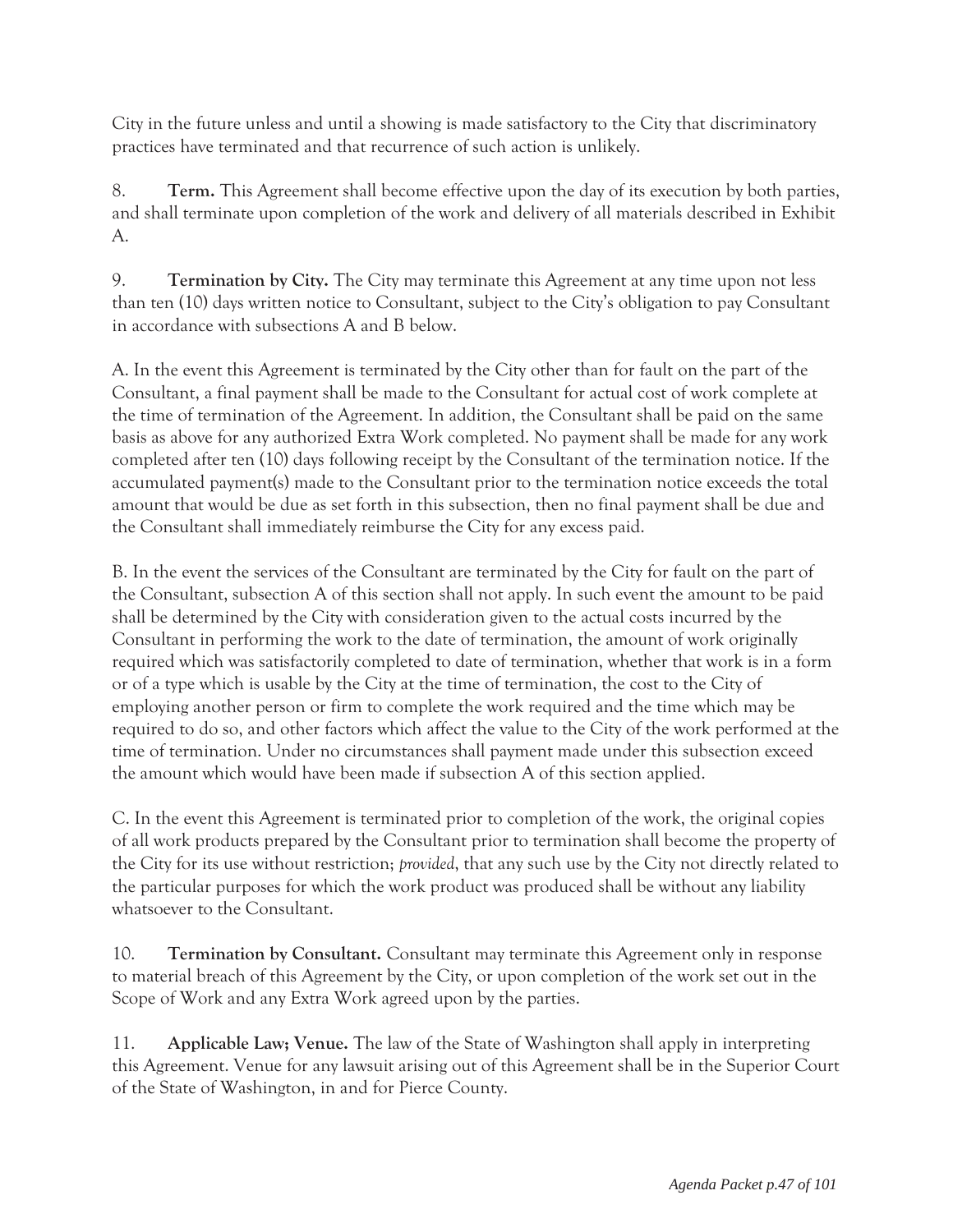City in the future unless and until a showing is made satisfactory to the City that discriminatory practices have terminated and that recurrence of such action is unlikely.

8. **Term.** This Agreement shall become effective upon the day of its execution by both parties, and shall terminate upon completion of the work and delivery of all materials described in Exhibit A.

9. **Termination by City.** The City may terminate this Agreement at any time upon not less than ten (10) days written notice to Consultant, subject to the City's obligation to pay Consultant in accordance with subsections A and B below.

A. In the event this Agreement is terminated by the City other than for fault on the part of the Consultant, a final payment shall be made to the Consultant for actual cost of work complete at the time of termination of the Agreement. In addition, the Consultant shall be paid on the same basis as above for any authorized Extra Work completed. No payment shall be made for any work completed after ten (10) days following receipt by the Consultant of the termination notice. If the accumulated payment(s) made to the Consultant prior to the termination notice exceeds the total amount that would be due as set forth in this subsection, then no final payment shall be due and the Consultant shall immediately reimburse the City for any excess paid.

B. In the event the services of the Consultant are terminated by the City for fault on the part of the Consultant, subsection A of this section shall not apply. In such event the amount to be paid shall be determined by the City with consideration given to the actual costs incurred by the Consultant in performing the work to the date of termination, the amount of work originally required which was satisfactorily completed to date of termination, whether that work is in a form or of a type which is usable by the City at the time of termination, the cost to the City of employing another person or firm to complete the work required and the time which may be required to do so, and other factors which affect the value to the City of the work performed at the time of termination. Under no circumstances shall payment made under this subsection exceed the amount which would have been made if subsection A of this section applied.

C. In the event this Agreement is terminated prior to completion of the work, the original copies of all work products prepared by the Consultant prior to termination shall become the property of the City for its use without restriction; *provided*, that any such use by the City not directly related to the particular purposes for which the work product was produced shall be without any liability whatsoever to the Consultant.

10. **Termination by Consultant.** Consultant may terminate this Agreement only in response to material breach of this Agreement by the City, or upon completion of the work set out in the Scope of Work and any Extra Work agreed upon by the parties.

11. **Applicable Law; Venue.** The law of the State of Washington shall apply in interpreting this Agreement. Venue for any lawsuit arising out of this Agreement shall be in the Superior Court of the State of Washington, in and for Pierce County.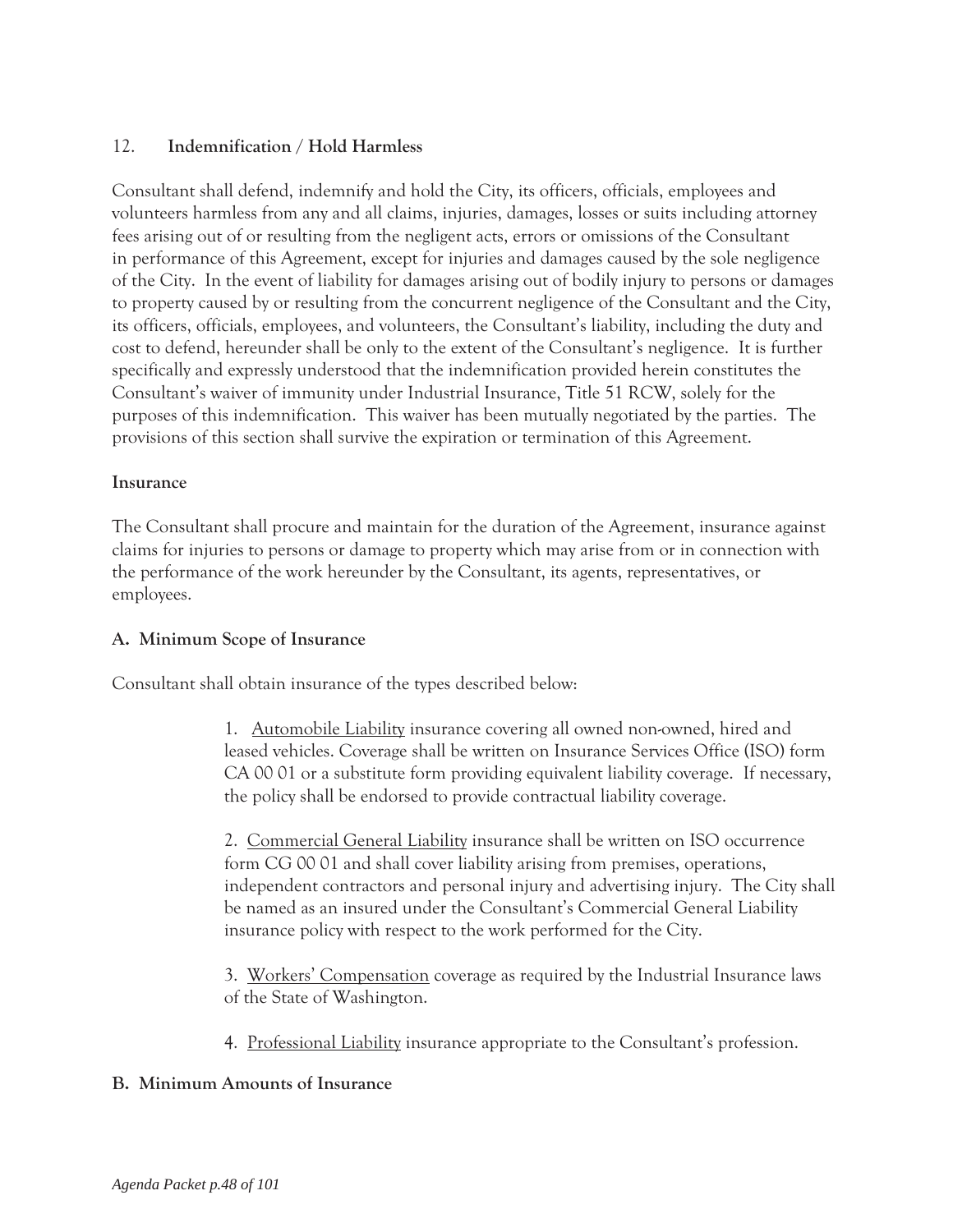## 12. **Indemnification / Hold Harmless**

Consultant shall defend, indemnify and hold the City, its officers, officials, employees and volunteers harmless from any and all claims, injuries, damages, losses or suits including attorney fees arising out of or resulting from the negligent acts, errors or omissions of the Consultant in performance of this Agreement, except for injuries and damages caused by the sole negligence of the City. In the event of liability for damages arising out of bodily injury to persons or damages to property caused by or resulting from the concurrent negligence of the Consultant and the City, its officers, officials, employees, and volunteers, the Consultant's liability, including the duty and cost to defend, hereunder shall be only to the extent of the Consultant's negligence. It is further specifically and expressly understood that the indemnification provided herein constitutes the Consultant's waiver of immunity under Industrial Insurance, Title 51 RCW, solely for the purposes of this indemnification. This waiver has been mutually negotiated by the parties. The provisions of this section shall survive the expiration or termination of this Agreement.

### **Insurance**

The Consultant shall procure and maintain for the duration of the Agreement, insurance against claims for injuries to persons or damage to property which may arise from or in connection with the performance of the work hereunder by the Consultant, its agents, representatives, or employees.

### **A. Minimum Scope of Insurance**

Consultant shall obtain insurance of the types described below:

1. Automobile Liability insurance covering all owned non-owned, hired and leased vehicles. Coverage shall be written on Insurance Services Office (ISO) form CA 00 01 or a substitute form providing equivalent liability coverage. If necessary, the policy shall be endorsed to provide contractual liability coverage.

2. Commercial General Liability insurance shall be written on ISO occurrence form CG 00 01 and shall cover liability arising from premises, operations, independent contractors and personal injury and advertising injury. The City shall be named as an insured under the Consultant's Commercial General Liability insurance policy with respect to the work performed for the City.

3. Workers' Compensation coverage as required by the Industrial Insurance laws of the State of Washington.

4. Professional Liability insurance appropriate to the Consultant's profession.

### **B. Minimum Amounts of Insurance**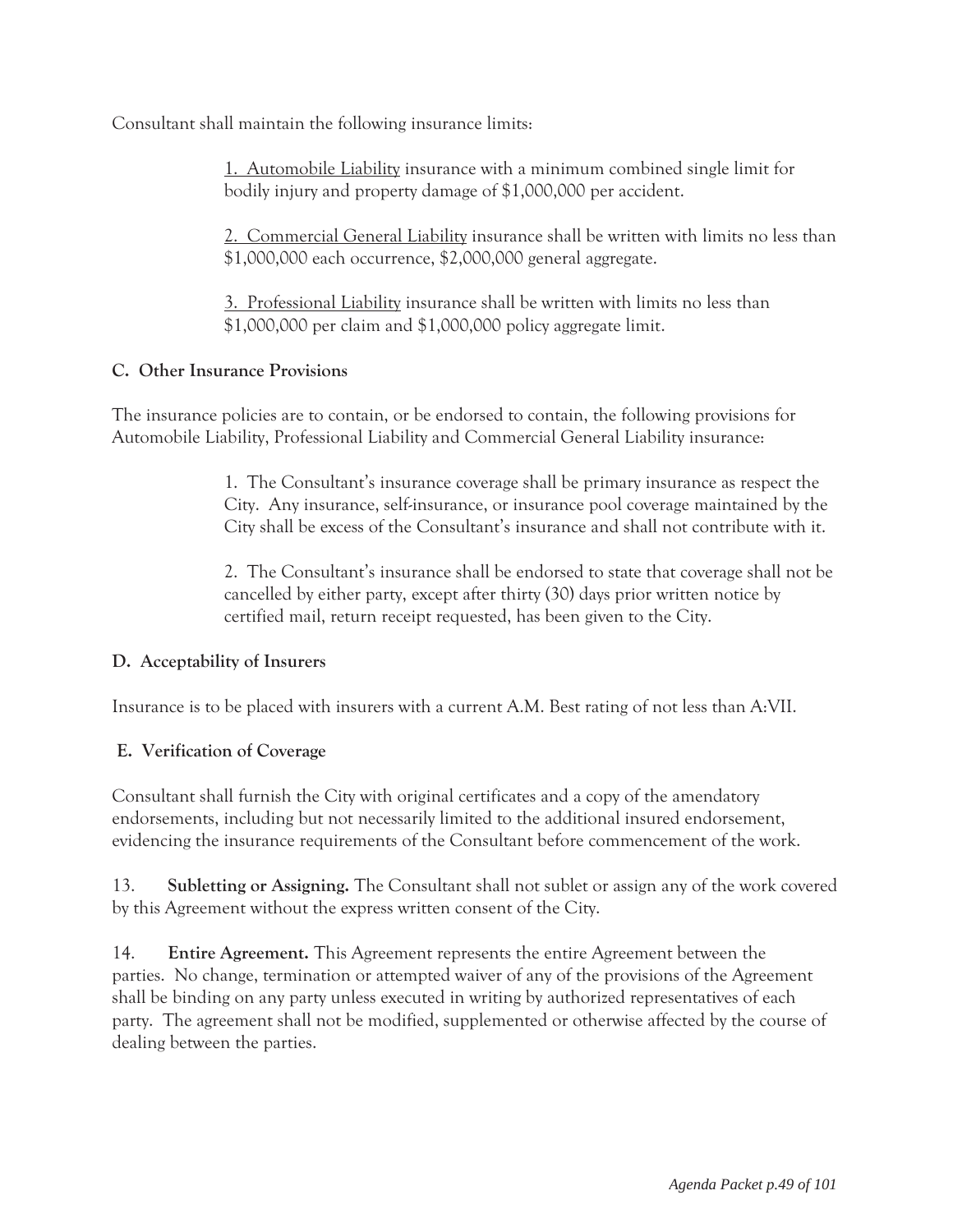Consultant shall maintain the following insurance limits:

> 1. Automobile Liability insurance with a minimum combined single limit for bodily injury and property damage of $1,000,000 per accident.
>
> 2. Commercial General Liability insurance shall be written with limits no less than $1,000,000 each occurrence, $2,000,000 general aggregate.
>
> 3. Professional Liability insurance shall be written with limits no less than $1,000,000 per claim and $1,000,000 policy aggregate limit.

**C. Other Insurance Provisions**

The insurance policies are to contain, or be endorsed to contain, the following provisions for Automobile Liability, Professional Liability and Commercial General Liability insurance:

> 1. The Consultant's insurance coverage shall be primary insurance as respect the City. Any insurance, self-insurance, or insurance pool coverage maintained by the City shall be excess of the Consultant's insurance and shall not contribute with it.
>
> 2. The Consultant's insurance shall be endorsed to state that coverage shall not be cancelled by either party, except after thirty (30) days prior written notice by certified mail, return receipt requested, has been given to the City.

**D. Acceptability of Insurers**

Insurance is to be placed with insurers with a current A.M. Best rating of not less than A:VII.

**E. Verification of Coverage**

Consultant shall furnish the City with original certificates and a copy of the amendatory endorsements, including but not necessarily limited to the additional insured endorsement, evidencing the insurance requirements of the Consultant before commencement of the work.

13. **Subletting or Assigning.** The Consultant shall not sublet or assign any of the work covered by this Agreement without the express written consent of the City.

14. **Entire Agreement.** This Agreement represents the entire Agreement between the parties. No change, termination or attempted waiver of any of the provisions of the Agreement shall be binding on any party unless executed in writing by authorized representatives of each party. The agreement shall not be modified, supplemented or otherwise affected by the course of dealing between the parties.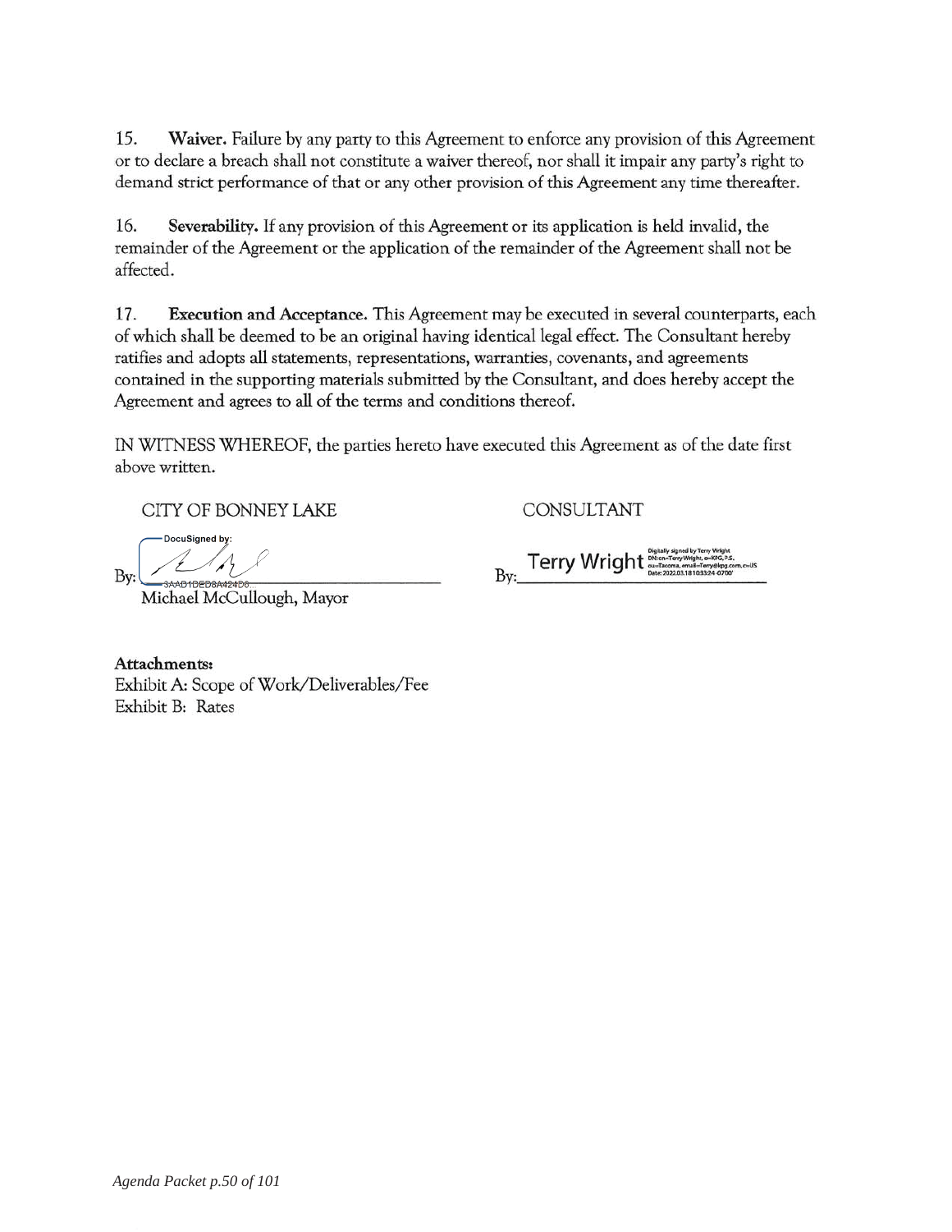15. **Waiver.** Failure by any party to this Agreement to enforce any provision of this Agreement or to declare a breach shall not constitute a waiver thereof, nor shall it impair any party's right to demand strict performance of that or any other provision of this Agreement any time thereafter.

16. **Severability.** If any provision of this Agreement or its application is held invalid, the remainder of the Agreement or the application of the remainder of the Agreement shall not be affected.

17. **Execution and Acceptance.** This Agreement may be executed in several counterparts, each of which shall be deemed to be an original having identical legal effect. The Consultant hereby ratifies and adopts all statements, representations, warranties, covenants, and agreements contained in the supporting materials submitted by the Consultant, and does hereby accept the Agreement and agrees to all of the terms and conditions thereof.

IN WITNESS WHEREOF, the parties hereto have executed this Agreement as of the date first above written.

CITY OF BONNEY LAKE

DocuSigned by:

By: ______________________________
3AAD1DED8A424D0

Michael McCullough, Mayor

CONSULTANT

By: Terry Wright ______________________________

Digitally signed by Terry Wright
DN: cn=Terry Wright, o=KPG, P.S., ou=Tacoma, email=Terry@kpg.com, c=US
Date: 2022.03.18 10:33:24 -07'00'

**Attachments:**

Exhibit A: Scope of Work/Deliverables/Fee

Exhibit B: Rates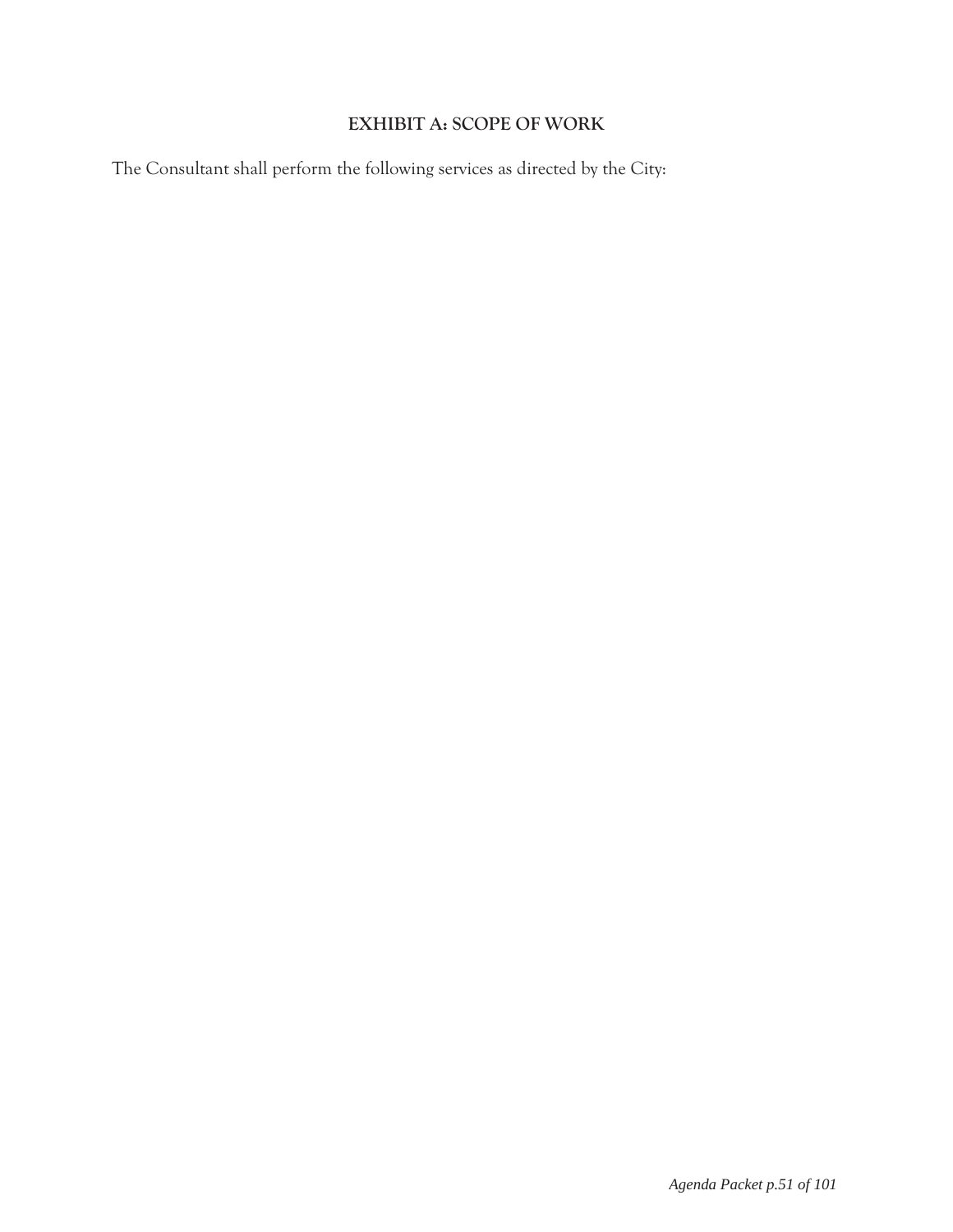# EXHIBIT A: SCOPE OF WORK

The Consultant shall perform the following services as directed by the City: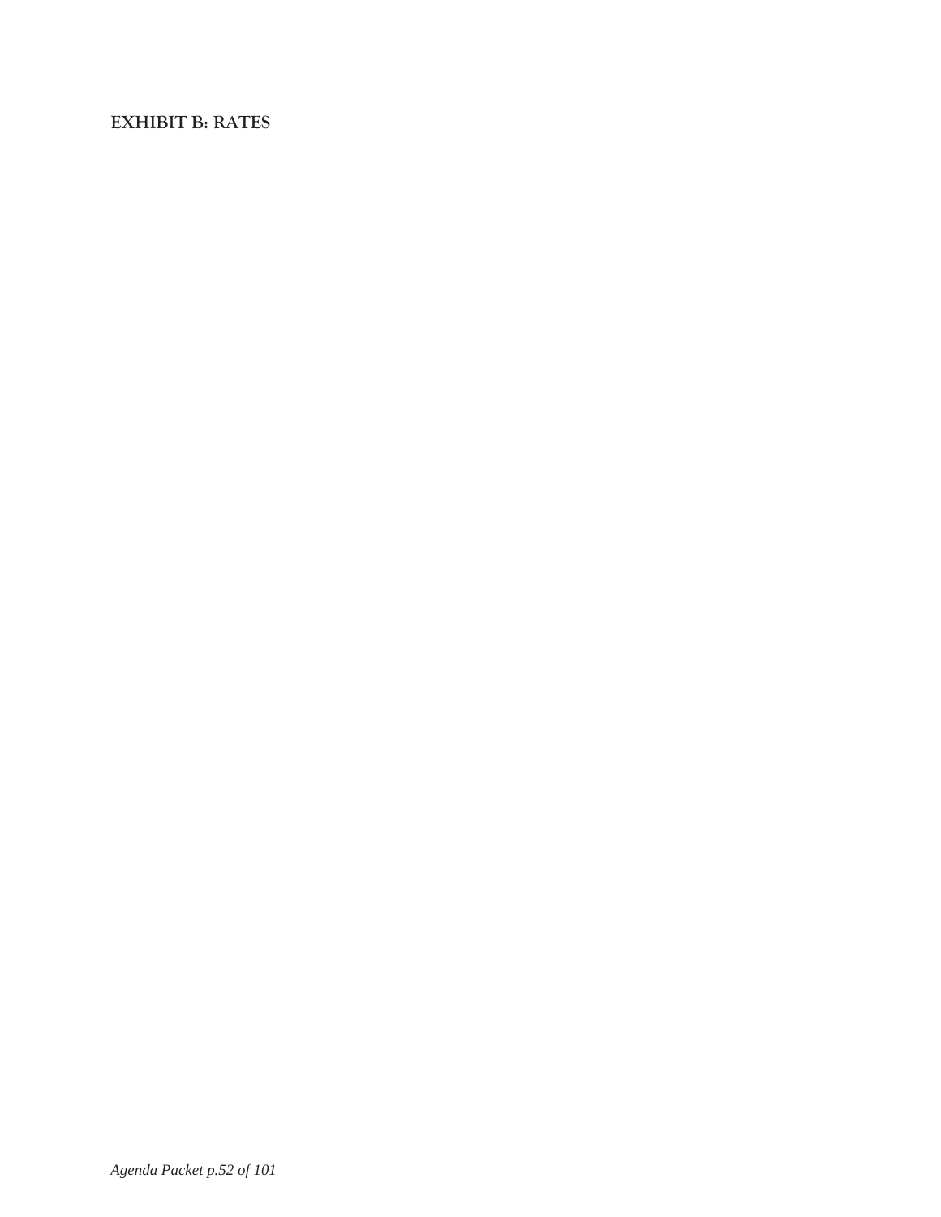**EXHIBIT B: RATES**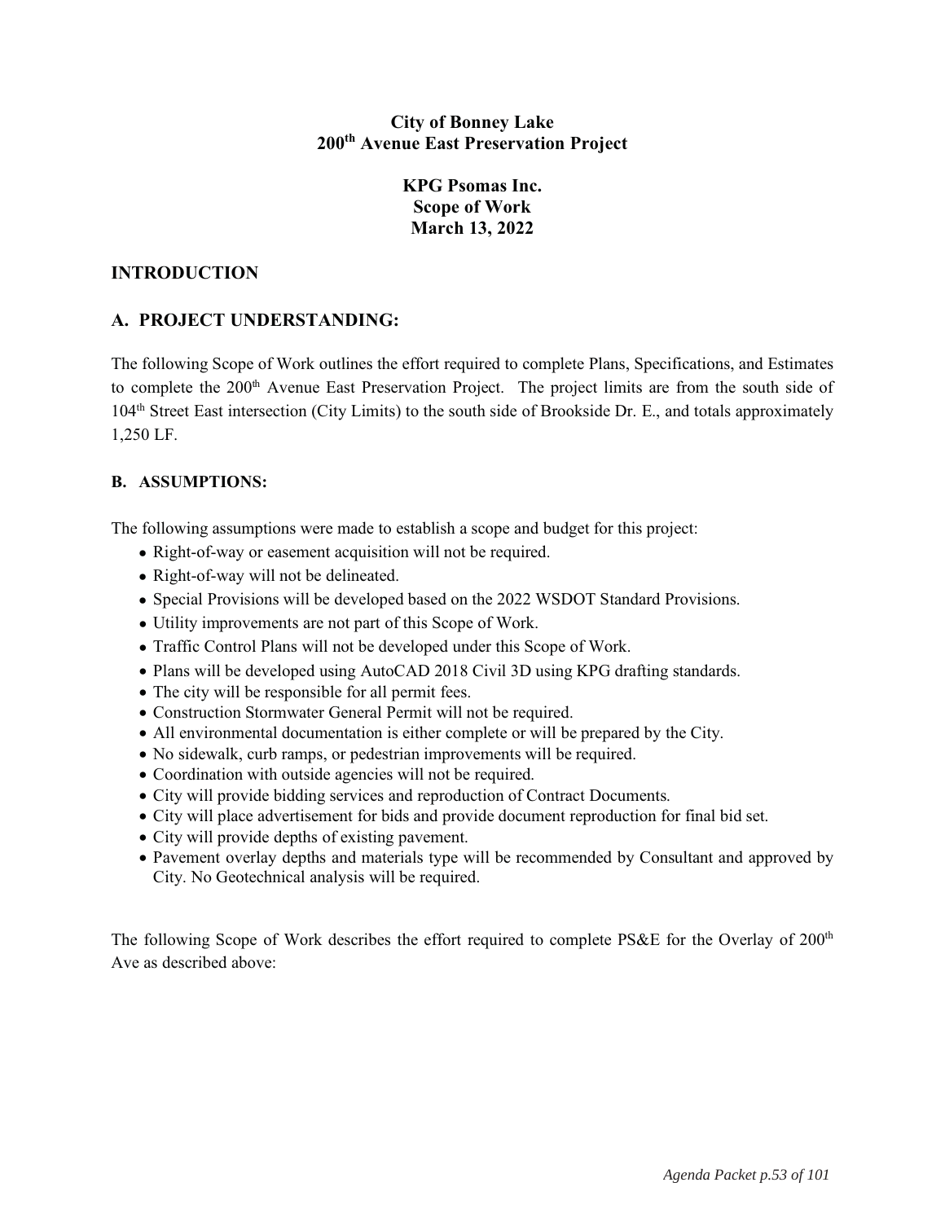**City of Bonney Lake**
**200th Avenue East Preservation Project**

**KPG Psomas Inc.**
**Scope of Work**
**March 13, 2022**

## INTRODUCTION

## A. PROJECT UNDERSTANDING:

The following Scope of Work outlines the effort required to complete Plans, Specifications, and Estimates to complete the 200th Avenue East Preservation Project. The project limits are from the south side of 104th Street East intersection (City Limits) to the south side of Brookside Dr. E., and totals approximately 1,250 LF.

### B. ASSUMPTIONS:

The following assumptions were made to establish a scope and budget for this project:

- Right-of-way or easement acquisition will not be required.
- Right-of-way will not be delineated.
- Special Provisions will be developed based on the 2022 WSDOT Standard Provisions.
- Utility improvements are not part of this Scope of Work.
- Traffic Control Plans will not be developed under this Scope of Work.
- Plans will be developed using AutoCAD 2018 Civil 3D using KPG drafting standards.
- The city will be responsible for all permit fees.
- Construction Stormwater General Permit will not be required.
- All environmental documentation is either complete or will be prepared by the City.
- No sidewalk, curb ramps, or pedestrian improvements will be required.
- Coordination with outside agencies will not be required.
- City will provide bidding services and reproduction of Contract Documents.
- City will place advertisement for bids and provide document reproduction for final bid set.
- City will provide depths of existing pavement.
- Pavement overlay depths and materials type will be recommended by Consultant and approved by City. No Geotechnical analysis will be required.

The following Scope of Work describes the effort required to complete PS&E for the Overlay of 200th Ave as described above: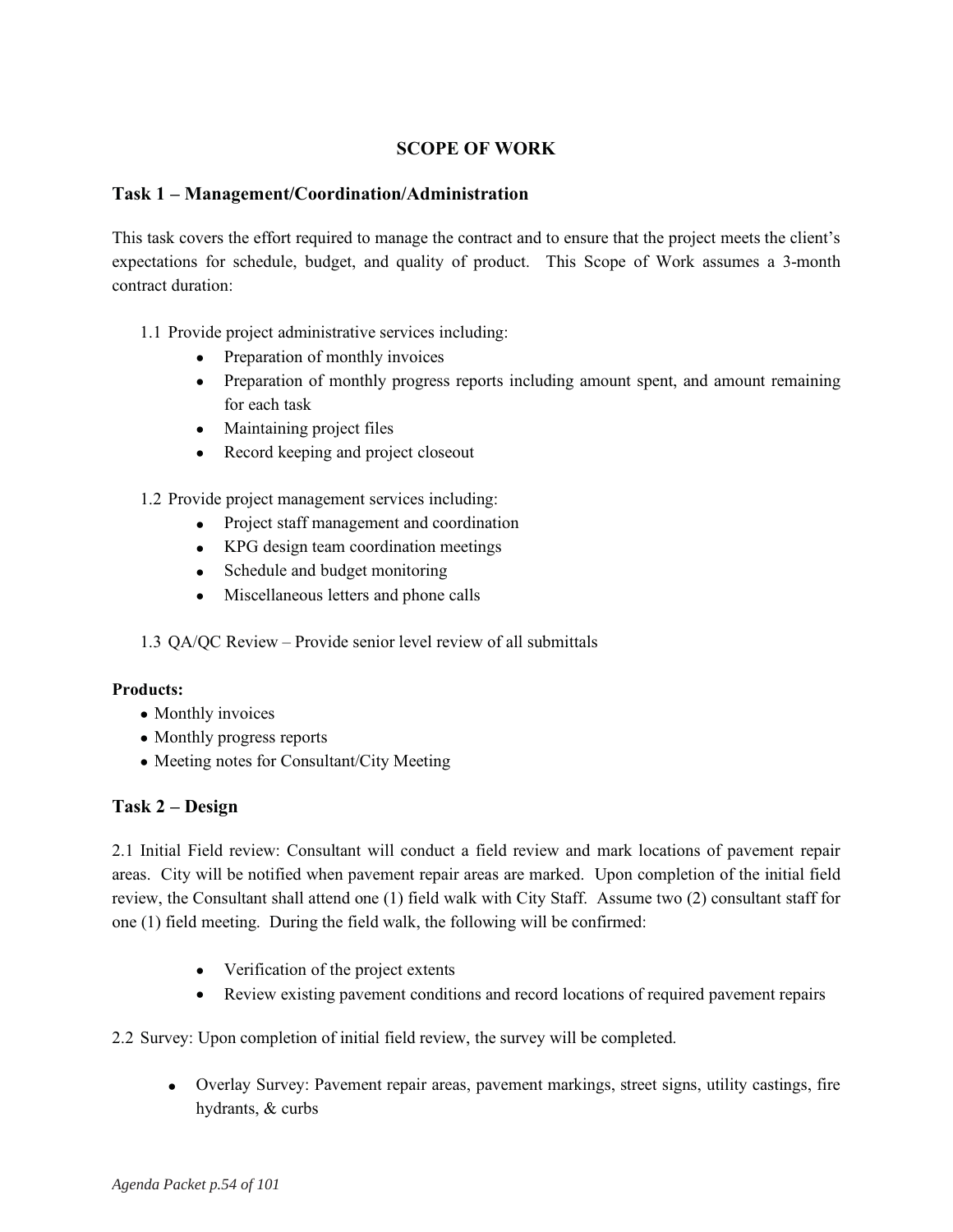## SCOPE OF WORK

### Task 1 – Management/Coordination/Administration

This task covers the effort required to manage the contract and to ensure that the project meets the client's expectations for schedule, budget, and quality of product. This Scope of Work assumes a 3-month contract duration:

1.1 Provide project administrative services including:

- Preparation of monthly invoices
- Preparation of monthly progress reports including amount spent, and amount remaining for each task
- Maintaining project files
- Record keeping and project closeout

1.2 Provide project management services including:

- Project staff management and coordination
- KPG design team coordination meetings
- Schedule and budget monitoring
- Miscellaneous letters and phone calls

1.3 QA/QC Review – Provide senior level review of all submittals

**Products:**

- Monthly invoices
- Monthly progress reports
- Meeting notes for Consultant/City Meeting

### Task 2 – Design

2.1 Initial Field review: Consultant will conduct a field review and mark locations of pavement repair areas. City will be notified when pavement repair areas are marked. Upon completion of the initial field review, the Consultant shall attend one (1) field walk with City Staff. Assume two (2) consultant staff for one (1) field meeting. During the field walk, the following will be confirmed:

- Verification of the project extents
- Review existing pavement conditions and record locations of required pavement repairs

2.2 Survey: Upon completion of initial field review, the survey will be completed.

- Overlay Survey: Pavement repair areas, pavement markings, street signs, utility castings, fire hydrants, & curbs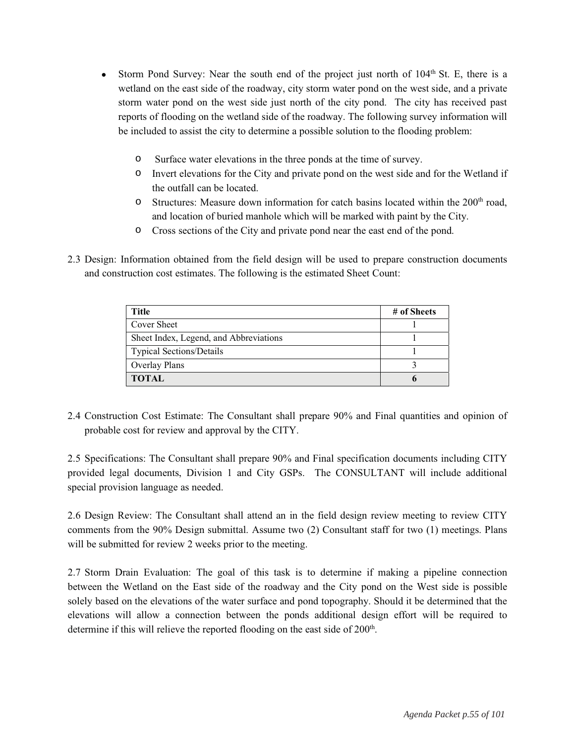- Storm Pond Survey: Near the south end of the project just north of 104th St. E, there is a wetland on the east side of the roadway, city storm water pond on the west side, and a private storm water pond on the west side just north of the city pond. The city has received past reports of flooding on the wetland side of the roadway. The following survey information will be included to assist the city to determine a possible solution to the flooding problem:
  - Surface water elevations in the three ponds at the time of survey.
  - Invert elevations for the City and private pond on the west side and for the Wetland if the outfall can be located.
  - Structures: Measure down information for catch basins located within the 200th road, and location of buried manhole which will be marked with paint by the City.
  - Cross sections of the City and private pond near the east end of the pond.

2.3 Design: Information obtained from the field design will be used to prepare construction documents and construction cost estimates. The following is the estimated Sheet Count:

| Title | # of Sheets |
|---|---|
| Cover Sheet | 1 |
| Sheet Index, Legend, and Abbreviations | 1 |
| Typical Sections/Details | 1 |
| Overlay Plans | 3 |
| **TOTAL** | **6** |

2.4 Construction Cost Estimate: The Consultant shall prepare 90% and Final quantities and opinion of probable cost for review and approval by the CITY.

2.5 Specifications: The Consultant shall prepare 90% and Final specification documents including CITY provided legal documents, Division 1 and City GSPs. The CONSULTANT will include additional special provision language as needed.

2.6 Design Review: The Consultant shall attend an in the field design review meeting to review CITY comments from the 90% Design submittal. Assume two (2) Consultant staff for two (1) meetings. Plans will be submitted for review 2 weeks prior to the meeting.

2.7 Storm Drain Evaluation: The goal of this task is to determine if making a pipeline connection between the Wetland on the East side of the roadway and the City pond on the West side is possible solely based on the elevations of the water surface and pond topography. Should it be determined that the elevations will allow a connection between the ponds additional design effort will be required to determine if this will relieve the reported flooding on the east side of 200th.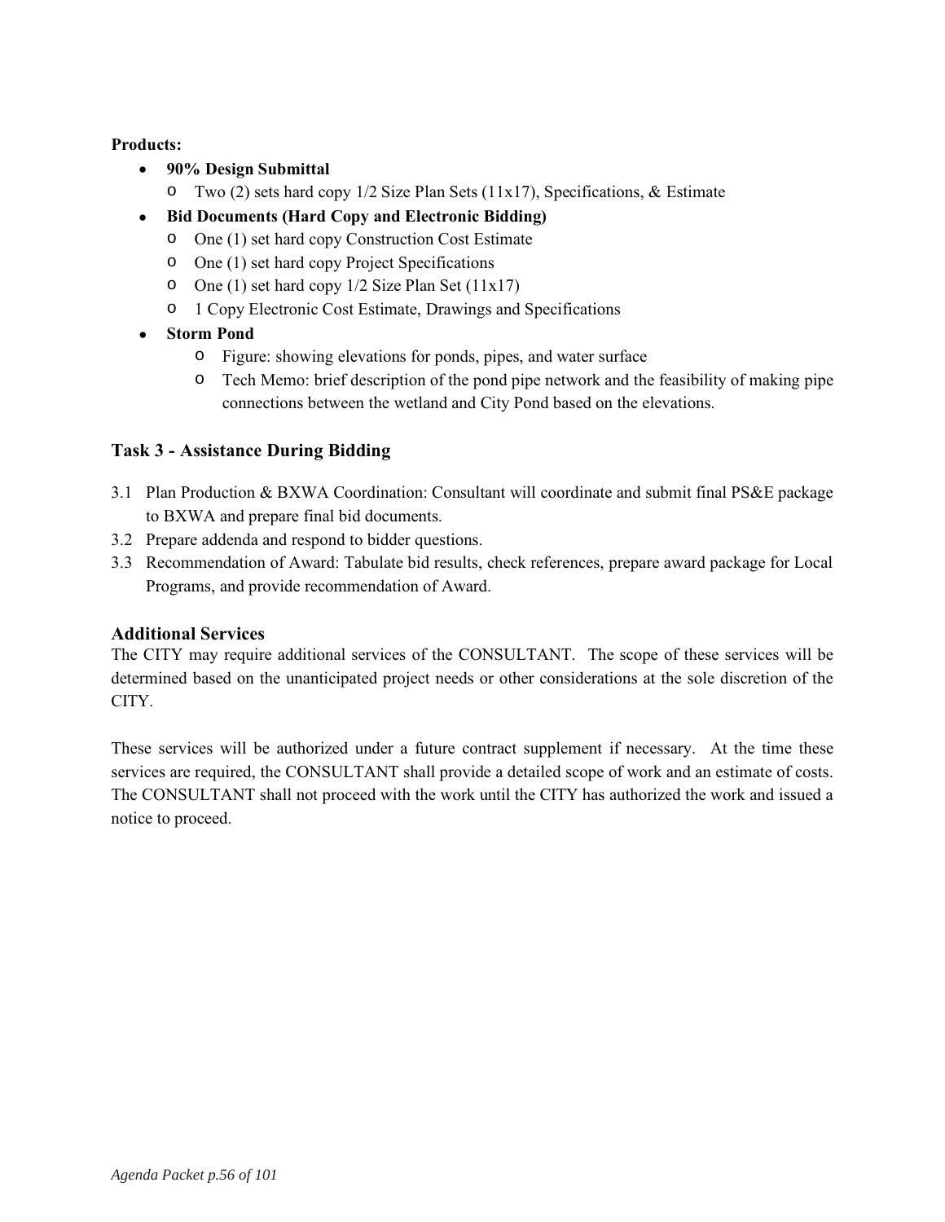**Products:**

- **90% Design Submittal**
  - Two (2) sets hard copy 1/2 Size Plan Sets (11x17), Specifications, & Estimate
- **Bid Documents (Hard Copy and Electronic Bidding)**
  - One (1) set hard copy Construction Cost Estimate
  - One (1) set hard copy Project Specifications
  - One (1) set hard copy 1/2 Size Plan Set (11x17)
  - 1 Copy Electronic Cost Estimate, Drawings and Specifications
- **Storm Pond**
  - Figure: showing elevations for ponds, pipes, and water surface
  - Tech Memo: brief description of the pond pipe network and the feasibility of making pipe connections between the wetland and City Pond based on the elevations.

### Task 3 - Assistance During Bidding

3.1 Plan Production & BXWA Coordination: Consultant will coordinate and submit final PS&E package to BXWA and prepare final bid documents.

3.2 Prepare addenda and respond to bidder questions.

3.3 Recommendation of Award: Tabulate bid results, check references, prepare award package for Local Programs, and provide recommendation of Award.

### Additional Services

The CITY may require additional services of the CONSULTANT. The scope of these services will be determined based on the unanticipated project needs or other considerations at the sole discretion of the CITY.

These services will be authorized under a future contract supplement if necessary. At the time these services are required, the CONSULTANT shall provide a detailed scope of work and an estimate of costs. The CONSULTANT shall not proceed with the work until the CITY has authorized the work and issued a notice to proceed.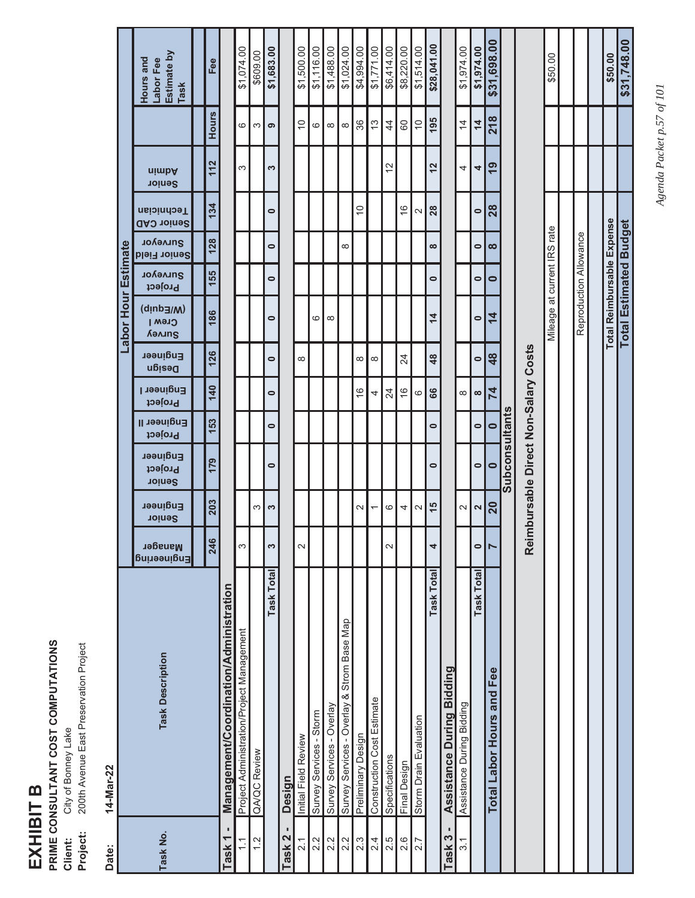# EXHIBIT B

**PRIME CONSULTANT COST COMPUTATIONS**

**Client:** City of Bonney Lake
**Project:** 200th Avenue East Preservation Project

**Date:** **14-Mar-22**

| Task No. | Task Description | Labor Hour Estimate | | | | | | | | | | | Hours and Labor Fee Estimate by Task | |
|---|---|---|---|---|---|---|---|---|---|---|---|---|---|---|
| | | Engineering Manager | Senior Engineer | Senior Project Engineer | Project Engineer II | Project Engineer I | Design Engineer | Survey Crew I (W/Equip) | Project Surveyor | Senior Field Surveyor | Senior CAD Technician | Senior Admin | | |
| | | 246 | 203 | 179 | 153 | 140 | 126 | 186 | 155 | 128 | 134 | 112 | Hours | Fee |
| **Task 1 -** | **Management/Coordination/Administration** | | | | | | | | | | | | | |
| 1.1 | Project Administration/Project Management | 3 | | | | | | | | | | 3 | 6 | $1,074.00 |
| 1.2 | QA/QC Review | | 3 | | | | | | | | | | 3 | $609.00 |
| | **Task Total** | **3** | **3** | **0** | **0** | **0** | **0** | **0** | **0** | **0** | **0** | **3** | **9** | **$1,683.00** |
| **Task 2 -** | **Design** | | | | | | | | | | | | | |
| 2.1 | Initial Field Review | 2 | | | | | 8 | | | | | | 10 | $1,500.00 |
| 2.2 | Survey Services - Storm | | | | | | | 6 | | | | | 6 | $1,116.00 |
| 2.2 | Survey Services - Overlay | | | | | | | 8 | | | | | 8 | $1,488.00 |
| 2.2 | Survey Services - Overlay & Strom Base Map | | | | | | | | | 8 | | | 8 | $1,024.00 |
| 2.3 | Preliminary Design | | 2 | | | 16 | 8 | | | | 10 | | 36 | $4,994.00 |
| 2.4 | Construction Cost Estimate | | 1 | | | 4 | 8 | | | | | | 13 | $1,771.00 |
| 2.5 | Specifications | 2 | 6 | | | 24 | | | | | | 12 | 44 | $6,414.00 |
| 2.6 | Final Design | | 4 | | | 16 | 24 | | | | 16 | | 60 | $8,220.00 |
| 2.7 | Storm Drain Evaluation | | 2 | | | 6 | | | | | 2 | | 10 | $1,514.00 |
| | **Task Total** | **4** | **15** | **0** | **0** | **66** | **48** | **14** | **0** | **8** | **28** | **12** | **195** | **$28,041.00** |
| **Task 3 -** | **Assistance During Bidding** | | | | | | | | | | | | | |
| 3.1 | Assistance During Bidding | | 2 | | | 8 | | | | | | 4 | 14 | $1,974.00 |
| | **Task Total** | **0** | **2** | **0** | **0** | **8** | **0** | **0** | **0** | **0** | **0** | **4** | **14** | **$1,974.00** |
| | **Total Labor Hours and Fee** | **7** | **20** | **0** | **0** | **74** | **48** | **14** | **0** | **8** | **28** | **19** | **218** | **$31,698.00** |
| | **Subconsultants** | | | | | | | | | | | | | |
| | **Reimbursable Direct Non-Salary Costs** | | | | | | | | | | | | | |
| | Mileage at current IRS rate | | | | | | | | | | | | | $50.00 |
| | Reproduction Allowance | | | | | | | | | | | | | |
| | **Total Reimbursable Expense** | | | | | | | | | | | | | **$50.00** |
| | **Total Estimated Budget** | | | | | | | | | | | | | **$31,748.00** |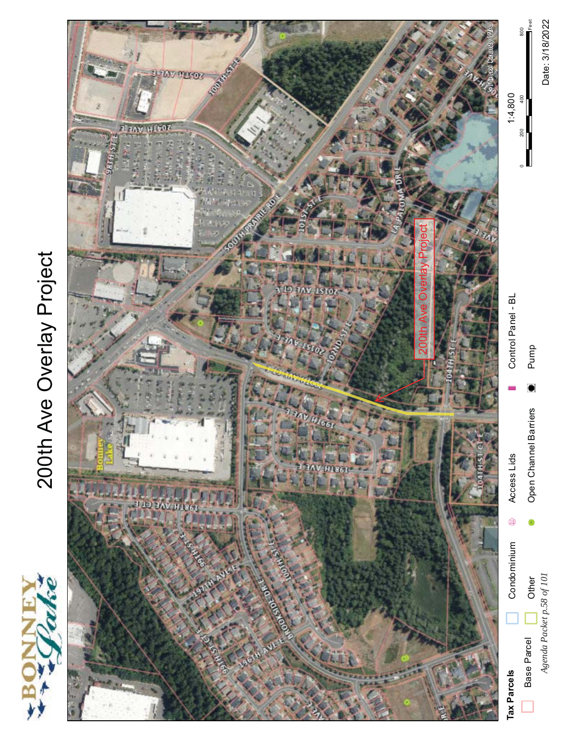# 200th Ave Overlay Project

BONNEY Lake

200th Ave Overlay Project

Tax Parcels

Base Parcel

Condominium

Other

Access Lids

Open Channel Barriers

Control Panel - BL

Pump

1:4,800

0 200 400 800 Feet

Date: 3/18/2022

Pierce County, WA

*Agenda Packet p.58 of 101*